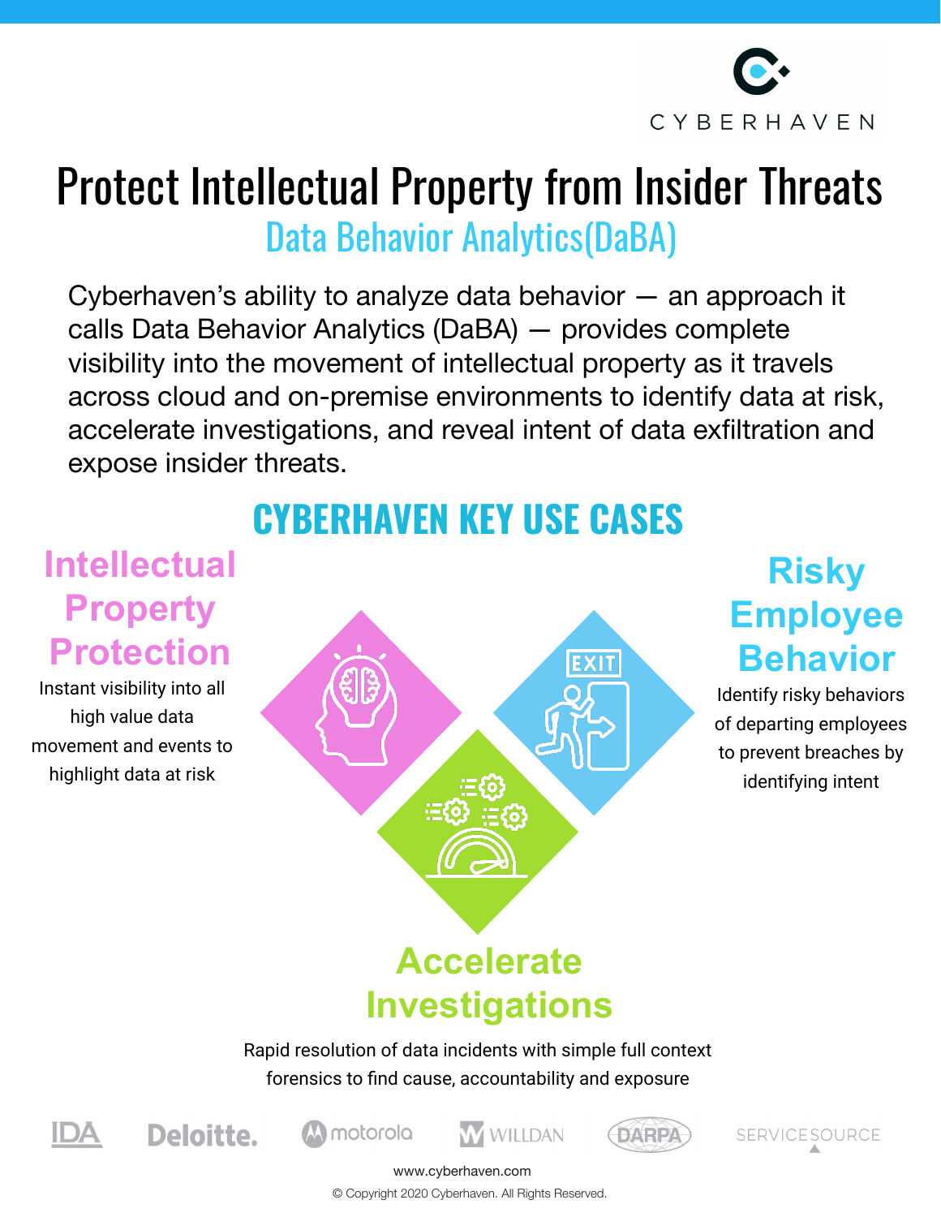CYBERHAVEN

# Protect Intellectual Property from Insider Threats

## Data Behavior Analytics(DaBA)

Cyberhaven's ability to analyze data behavior — an approach it calls Data Behavior Analytics (DaBA) — provides complete visibility into the movement of intellectual property as it travels across cloud and on-premise environments to identify data at risk, accelerate investigations, and reveal intent of data exfiltration and expose insider threats.

## CYBERHAVEN KEY USE CASES

### Intellectual Property Protection

Instant visibility into all high value data movement and events to highlight data at risk

### Risky Employee Behavior

Identify risky behaviors of departing employees to prevent breaches by identifying intent

### Accelerate Investigations

Rapid resolution of data incidents with simple full context forensics to find cause, accountability and exposure

IDA · Deloitte. · motorola · WILLDAN · DARPA · SERVICESOURCE

www.cyberhaven.com

© Copyright 2020 Cyberhaven. All Rights Reserved.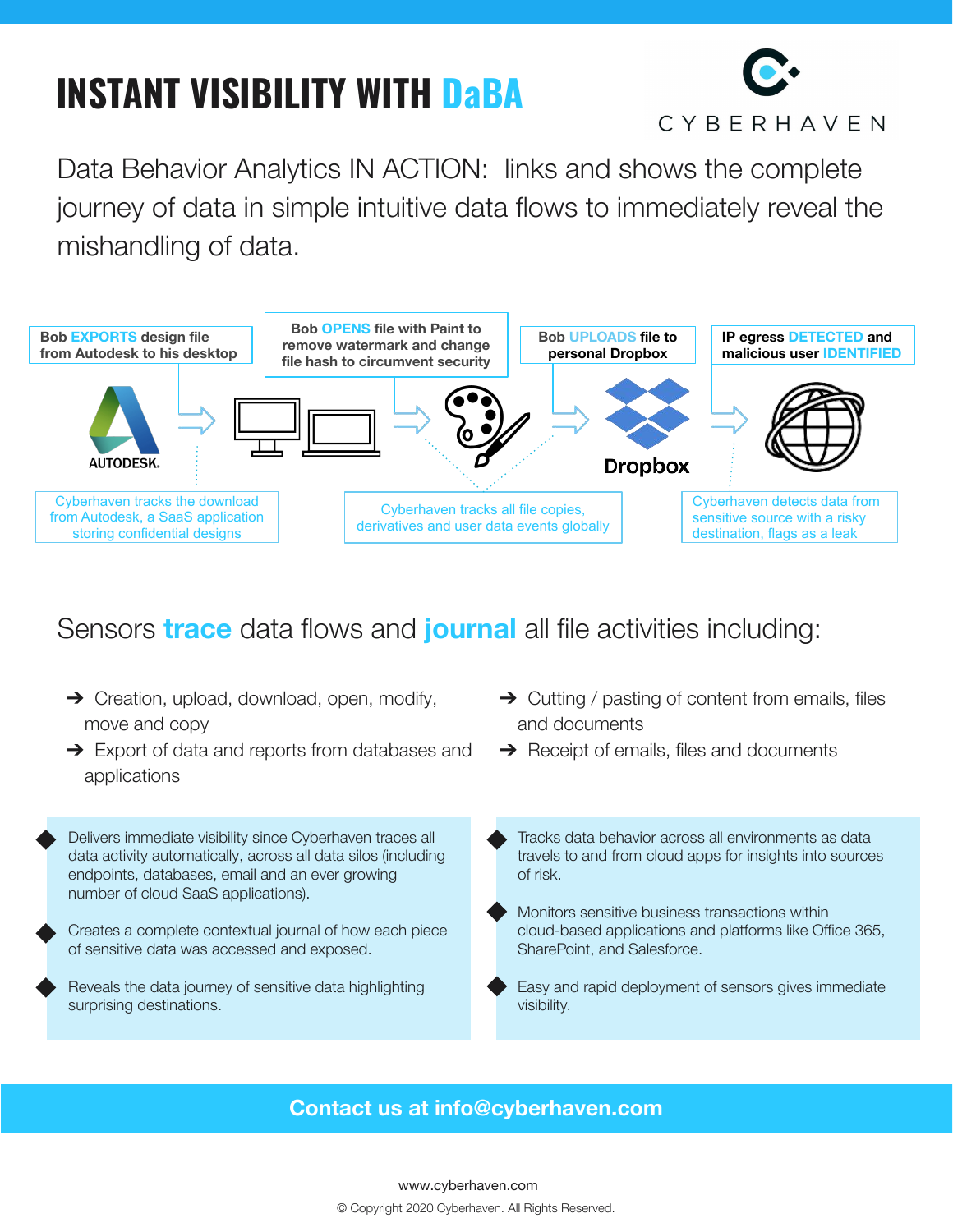# INSTANT VISIBILITY WITH DaBA

CYBERHAVEN

Data Behavior Analytics IN ACTION: links and shows the complete journey of data in simple intuitive data flows to immediately reveal the mishandling of data.

**Bob EXPORTS design file from Autodesk to his desktop**

**Bob OPENS file with Paint to remove watermark and change file hash to circumvent security**

**Bob UPLOADS file to personal Dropbox**

**IP egress DETECTED and malicious user IDENTIFIED**

Cyberhaven tracks the download from Autodesk, a SaaS application storing confidential designs

Cyberhaven tracks all file copies, derivatives and user data events globally

Cyberhaven detects data from sensitive source with a risky destination, flags as a leak

## Sensors **trace** data flows and **journal** all file activities including:

- ➔ Creation, upload, download, open, modify, move and copy
- ➔ Export of data and reports from databases and applications
- ➔ Cutting / pasting of content from emails, files and documents
- ➔ Receipt of emails, files and documents

- Delivers immediate visibility since Cyberhaven traces all data activity automatically, across all data silos (including endpoints, databases, email and an ever growing number of cloud SaaS applications).
- Creates a complete contextual journal of how each piece of sensitive data was accessed and exposed.
- Reveals the data journey of sensitive data highlighting surprising destinations.
- Tracks data behavior across all environments as data travels to and from cloud apps for insights into sources of risk.
- Monitors sensitive business transactions within cloud-based applications and platforms like Office 365, SharePoint, and Salesforce.
- Easy and rapid deployment of sensors gives immediate visibility.

**Contact us at info@cyberhaven.com**

www.cyberhaven.com

© Copyright 2020 Cyberhaven. All Rights Reserved.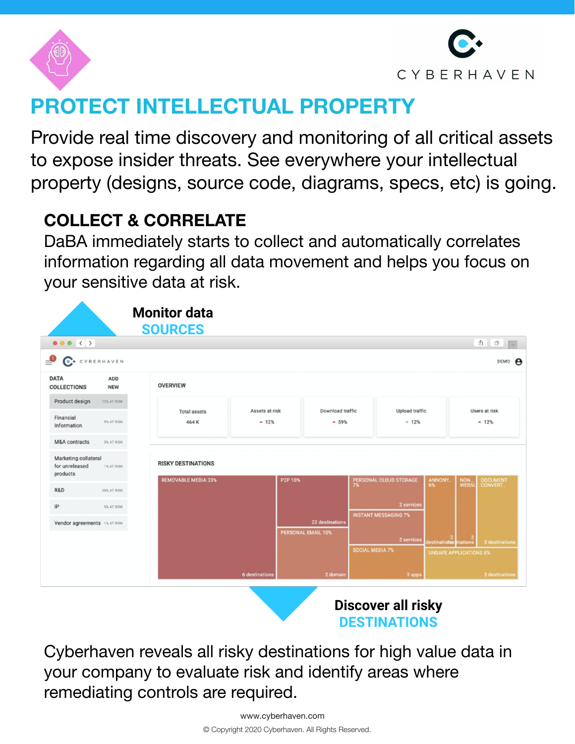# PROTECT INTELLECTUAL PROPERTY

Provide real time discovery and monitoring of all critical assets to expose insider threats. See everywhere your intellectual property (designs, source code, diagrams, specs, etc) is going.

## COLLECT & CORRELATE

DaBA immediately starts to collect and automatically correlates information regarding all data movement and helps you focus on your sensitive data at risk.

**Monitor data SOURCES**

**Discover all risky DESTINATIONS**

Cyberhaven reveals all risky destinations for high value data in your company to evaluate risk and identify areas where remediating controls are required.

www.cyberhaven.com

© Copyright 2020 Cyberhaven. All Rights Reserved.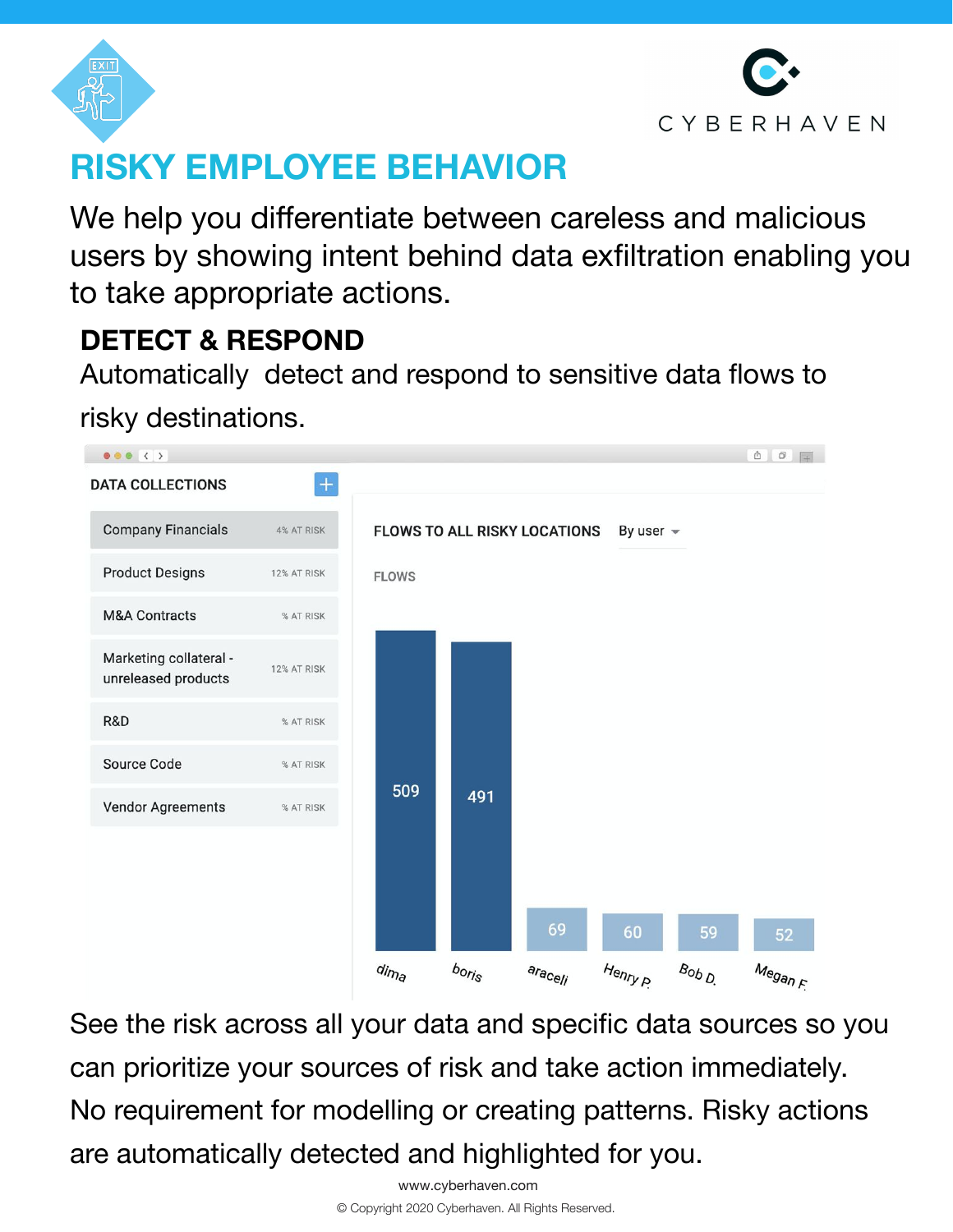# RISKY EMPLOYEE BEHAVIOR

We help you differentiate between careless and malicious users by showing intent behind data exfiltration enabling you to take appropriate actions.

## DETECT & RESPOND

Automatically detect and respond to sensitive data flows to risky destinations.

| DATA COLLECTIONS | |
|---|---|
| Company Financials | 4% AT RISK |
| Product Designs | 12% AT RISK |
| M&A Contracts | % AT RISK |
| Marketing collateral - unreleased products | 12% AT RISK |
| R&D | % AT RISK |
| Source Code | % AT RISK |
| Vendor Agreements | % AT RISK |

FLOWS TO ALL RISKY LOCATIONS — By user

| User | Flows |
|---|---|
| dima | 509 |
| boris | 491 |
| araceli | 69 |
| Henry P. | 60 |
| Bob D. | 59 |
| Megan F. | 52 |

See the risk across all your data and specific data sources so you can prioritize your sources of risk and take action immediately. No requirement for modelling or creating patterns. Risky actions are automatically detected and highlighted for you.

www.cyberhaven.com

© Copyright 2020 Cyberhaven. All Rights Reserved.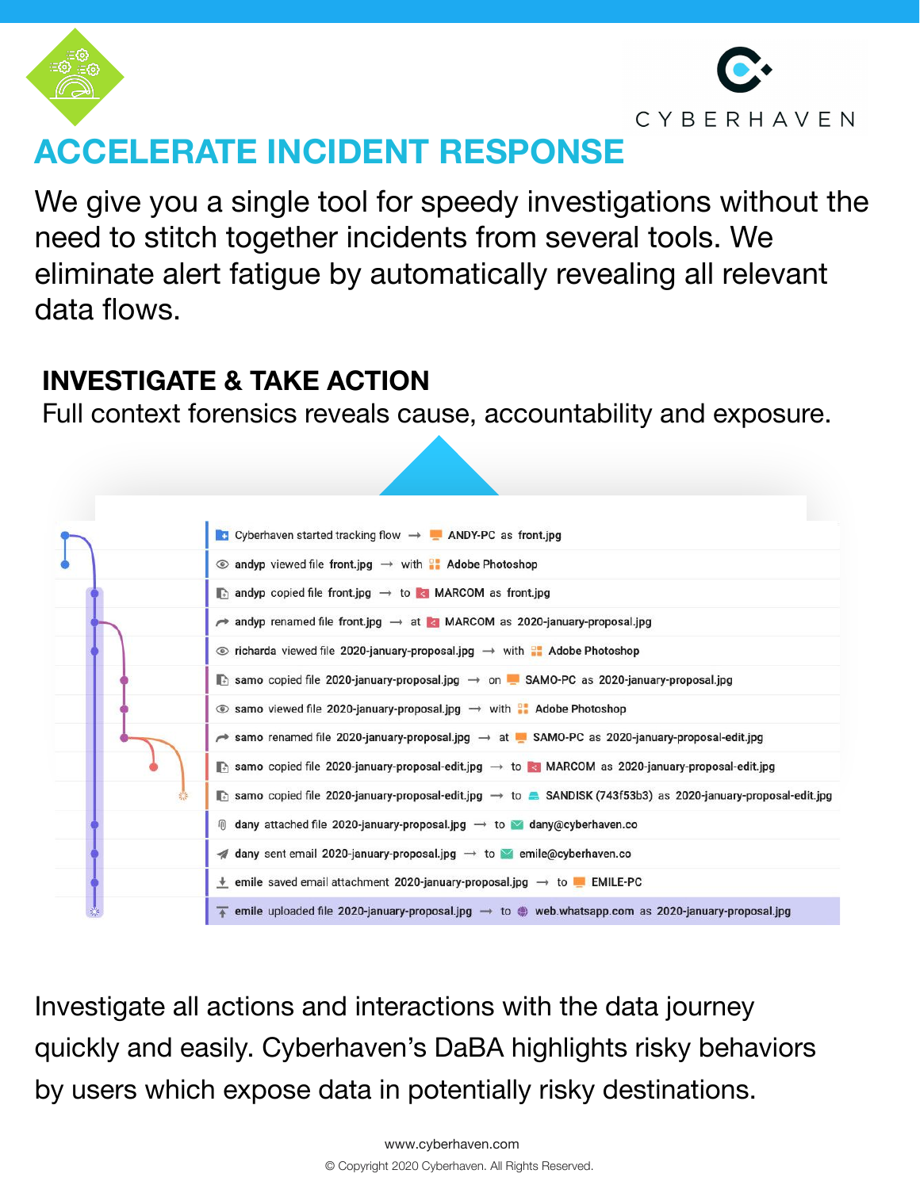CYBERHAVEN

# ACCELERATE INCIDENT RESPONSE

We give you a single tool for speedy investigations without the need to stitch together incidents from several tools. We eliminate alert fatigue by automatically revealing all relevant data flows.

## INVESTIGATE & TAKE ACTION

Full context forensics reveals cause, accountability and exposure.

Cyberhaven started tracking flow → ANDY-PC as front.jpg

andyp viewed file front.jpg → with Adobe Photoshop

andyp copied file front.jpg → to MARCOM as front.jpg

andyp renamed file front.jpg → at MARCOM as 2020-january-proposal.jpg

richarda viewed file 2020-january-proposal.jpg → with Adobe Photoshop

samo copied file 2020-january-proposal.jpg → on SAMO-PC as 2020-january-proposal.jpg

samo viewed file 2020-january-proposal.jpg → with Adobe Photoshop

samo renamed file 2020-january-proposal.jpg → at SAMO-PC as 2020-january-proposal-edit.jpg

samo copied file 2020-january-proposal-edit.jpg → to MARCOM as 2020-january-proposal-edit.jpg

samo copied file 2020-january-proposal-edit.jpg → to SANDISK (743f53b3) as 2020-january-proposal-edit.jpg

dany attached file 2020-january-proposal.jpg → to dany@cyberhaven.co

dany sent email 2020-january-proposal.jpg → to emile@cyberhaven.co

emile saved email attachment 2020-january-proposal.jpg → to EMILE-PC

emile uploaded file 2020-january-proposal.jpg → to web.whatsapp.com as 2020-january-proposal.jpg

Investigate all actions and interactions with the data journey quickly and easily. Cyberhaven's DaBA highlights risky behaviors by users which expose data in potentially risky destinations.

www.cyberhaven.com

© Copyright 2020 Cyberhaven. All Rights Reserved.